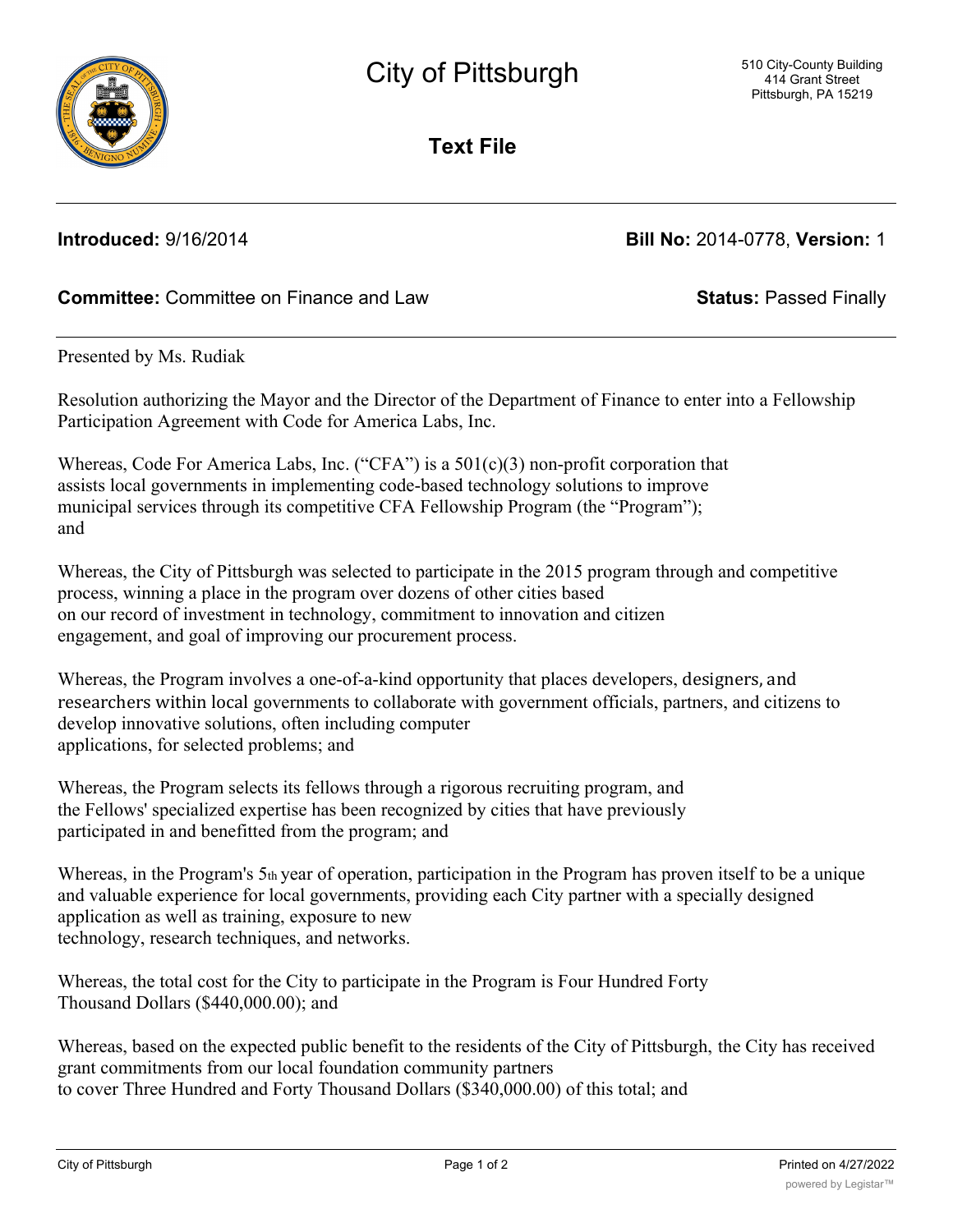# City of Pittsburgh

510 City-County Building
414 Grant Street
Pittsburgh, PA 15219

## Text File

**Introduced:** 9/16/2014 **Bill No:** 2014-0778, **Version:** 1

**Committee:** Committee on Finance and Law **Status:** Passed Finally

Presented by Ms. Rudiak

Resolution authorizing the Mayor and the Director of the Department of Finance to enter into a Fellowship Participation Agreement with Code for America Labs, Inc.

Whereas, Code For America Labs, Inc. ("CFA") is a 501(c)(3) non-profit corporation that assists local governments in implementing code-based technology solutions to improve municipal services through its competitive CFA Fellowship Program (the "Program"); and

Whereas, the City of Pittsburgh was selected to participate in the 2015 program through and competitive process, winning a place in the program over dozens of other cities based on our record of investment in technology, commitment to innovation and citizen engagement, and goal of improving our procurement process.

Whereas, the Program involves a one-of-a-kind opportunity that places developers, designers, and researchers within local governments to collaborate with government officials, partners, and citizens to develop innovative solutions, often including computer applications, for selected problems; and

Whereas, the Program selects its fellows through a rigorous recruiting program, and the Fellows' specialized expertise has been recognized by cities that have previously participated in and benefitted from the program; and

Whereas, in the Program's 5th year of operation, participation in the Program has proven itself to be a unique and valuable experience for local governments, providing each City partner with a specially designed application as well as training, exposure to new technology, research techniques, and networks.

Whereas, the total cost for the City to participate in the Program is Four Hundred Forty Thousand Dollars ($440,000.00); and

Whereas, based on the expected public benefit to the residents of the City of Pittsburgh, the City has received grant commitments from our local foundation community partners to cover Three Hundred and Forty Thousand Dollars ($340,000.00) of this total; and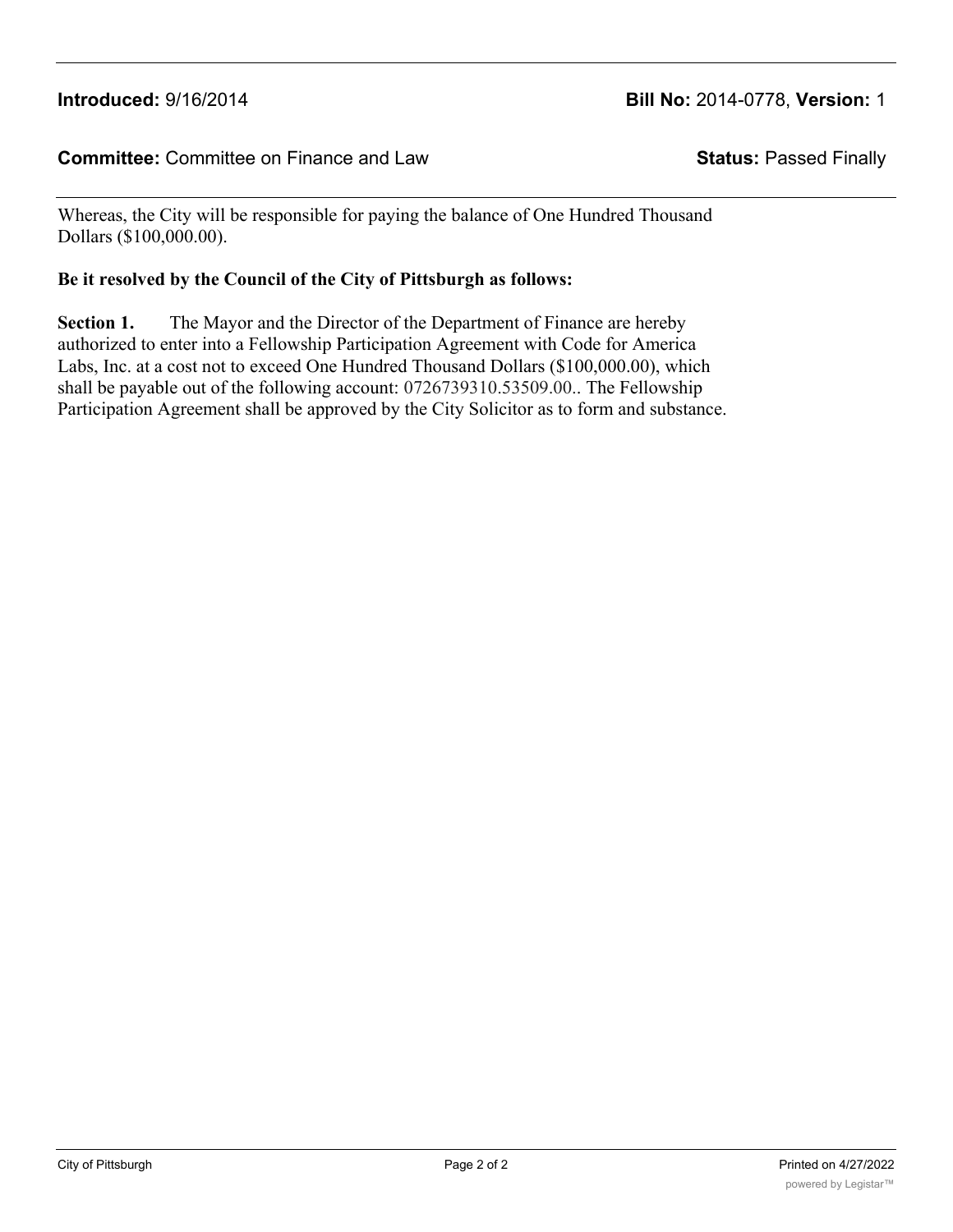**Introduced:** 9/16/2014 **Bill No:** 2014-0778, **Version:** 1

**Committee:** Committee on Finance and Law **Status:** Passed Finally

Whereas, the City will be responsible for paying the balance of One Hundred Thousand Dollars ($100,000.00).

**Be it resolved by the Council of the City of Pittsburgh as follows:**

**Section 1.** The Mayor and the Director of the Department of Finance are hereby authorized to enter into a Fellowship Participation Agreement with Code for America Labs, Inc. at a cost not to exceed One Hundred Thousand Dollars ($100,000.00), which shall be payable out of the following account: 0726739310.53509.00.. The Fellowship Participation Agreement shall be approved by the City Solicitor as to form and substance.